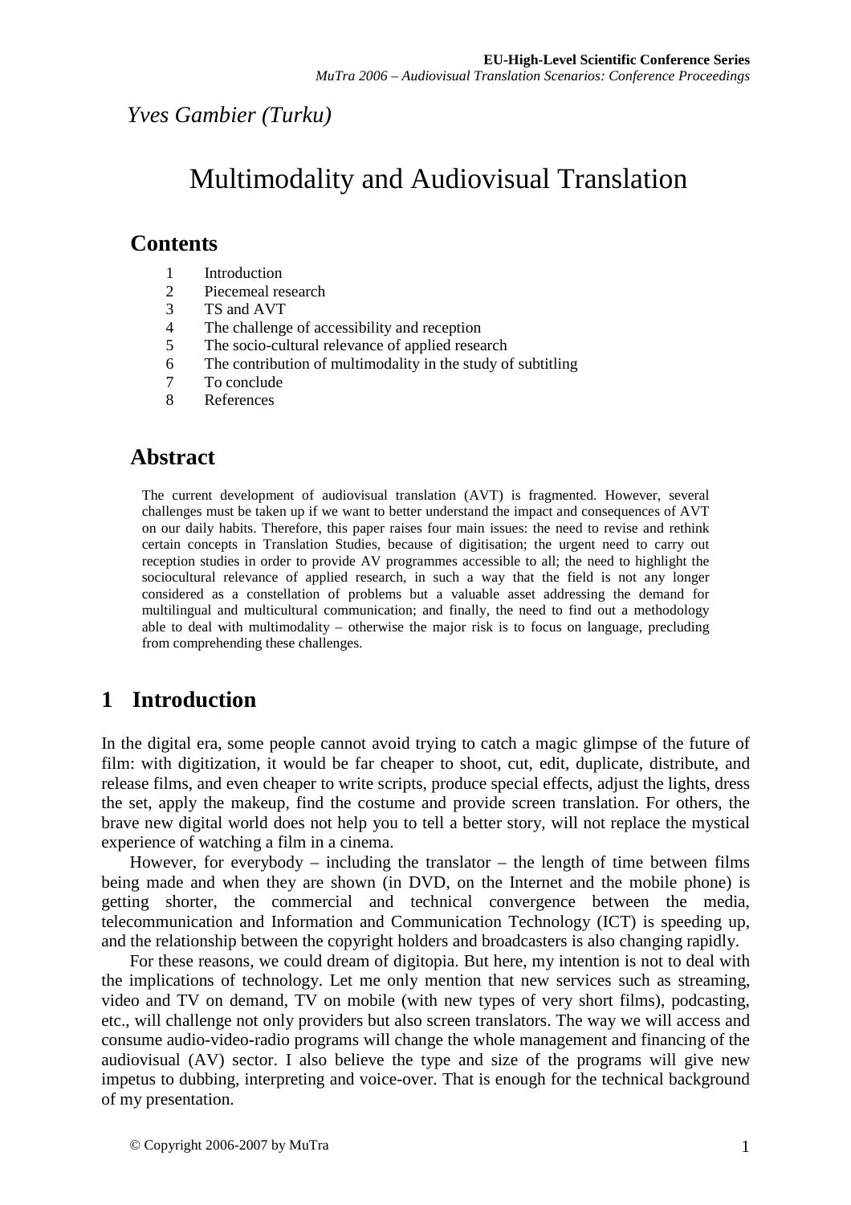*Yves Gambier (Turku)*

# Multimodality and Audiovisual Translation

## Contents

1. Introduction
2. Piecemeal research
3. TS and AVT
4. The challenge of accessibility and reception
5. The socio-cultural relevance of applied research
6. The contribution of multimodality in the study of subtitling
7. To conclude
8. References

## Abstract

The current development of audiovisual translation (AVT) is fragmented. However, several challenges must be taken up if we want to better understand the impact and consequences of AVT on our daily habits. Therefore, this paper raises four main issues: the need to revise and rethink certain concepts in Translation Studies, because of digitisation; the urgent need to carry out reception studies in order to provide AV programmes accessible to all; the need to highlight the sociocultural relevance of applied research, in such a way that the field is not any longer considered as a constellation of problems but a valuable asset addressing the demand for multilingual and multicultural communication; and finally, the need to find out a methodology able to deal with multimodality – otherwise the major risk is to focus on language, precluding from comprehending these challenges.

## 1 Introduction

In the digital era, some people cannot avoid trying to catch a magic glimpse of the future of film: with digitization, it would be far cheaper to shoot, cut, edit, duplicate, distribute, and release films, and even cheaper to write scripts, produce special effects, adjust the lights, dress the set, apply the makeup, find the costume and provide screen translation. For others, the brave new digital world does not help you to tell a better story, will not replace the mystical experience of watching a film in a cinema.

However, for everybody – including the translator – the length of time between films being made and when they are shown (in DVD, on the Internet and the mobile phone) is getting shorter, the commercial and technical convergence between the media, telecommunication and Information and Communication Technology (ICT) is speeding up, and the relationship between the copyright holders and broadcasters is also changing rapidly.

For these reasons, we could dream of digitopia. But here, my intention is not to deal with the implications of technology. Let me only mention that new services such as streaming, video and TV on demand, TV on mobile (with new types of very short films), podcasting, etc., will challenge not only providers but also screen translators. The way we will access and consume audio-video-radio programs will change the whole management and financing of the audiovisual (AV) sector. I also believe the type and size of the programs will give new impetus to dubbing, interpreting and voice-over. That is enough for the technical background of my presentation.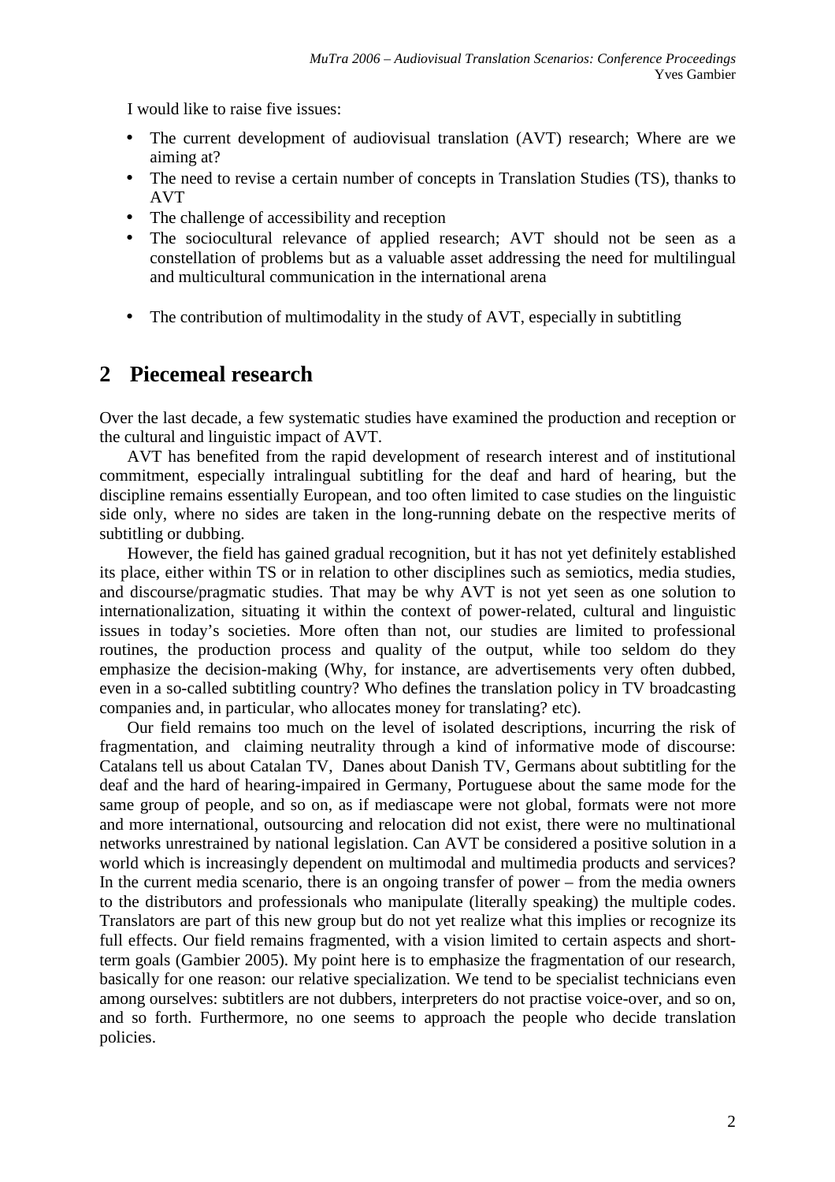I would like to raise five issues:

- The current development of audiovisual translation (AVT) research; Where are we aiming at?
- The need to revise a certain number of concepts in Translation Studies (TS), thanks to AVT
- The challenge of accessibility and reception
- The sociocultural relevance of applied research; AVT should not be seen as a constellation of problems but as a valuable asset addressing the need for multilingual and multicultural communication in the international arena
- The contribution of multimodality in the study of AVT, especially in subtitling

## 2 Piecemeal research

Over the last decade, a few systematic studies have examined the production and reception or the cultural and linguistic impact of AVT.

AVT has benefited from the rapid development of research interest and of institutional commitment, especially intralingual subtitling for the deaf and hard of hearing, but the discipline remains essentially European, and too often limited to case studies on the linguistic side only, where no sides are taken in the long-running debate on the respective merits of subtitling or dubbing.

However, the field has gained gradual recognition, but it has not yet definitely established its place, either within TS or in relation to other disciplines such as semiotics, media studies, and discourse/pragmatic studies. That may be why AVT is not yet seen as one solution to internationalization, situating it within the context of power-related, cultural and linguistic issues in today's societies. More often than not, our studies are limited to professional routines, the production process and quality of the output, while too seldom do they emphasize the decision-making (Why, for instance, are advertisements very often dubbed, even in a so-called subtitling country? Who defines the translation policy in TV broadcasting companies and, in particular, who allocates money for translating? etc).

Our field remains too much on the level of isolated descriptions, incurring the risk of fragmentation, and claiming neutrality through a kind of informative mode of discourse: Catalans tell us about Catalan TV, Danes about Danish TV, Germans about subtitling for the deaf and the hard of hearing-impaired in Germany, Portuguese about the same mode for the same group of people, and so on, as if mediascape were not global, formats were not more and more international, outsourcing and relocation did not exist, there were no multinational networks unrestrained by national legislation. Can AVT be considered a positive solution in a world which is increasingly dependent on multimodal and multimedia products and services? In the current media scenario, there is an ongoing transfer of power – from the media owners to the distributors and professionals who manipulate (literally speaking) the multiple codes. Translators are part of this new group but do not yet realize what this implies or recognize its full effects. Our field remains fragmented, with a vision limited to certain aspects and short-term goals (Gambier 2005). My point here is to emphasize the fragmentation of our research, basically for one reason: our relative specialization. We tend to be specialist technicians even among ourselves: subtitlers are not dubbers, interpreters do not practise voice-over, and so on, and so forth. Furthermore, no one seems to approach the people who decide translation policies.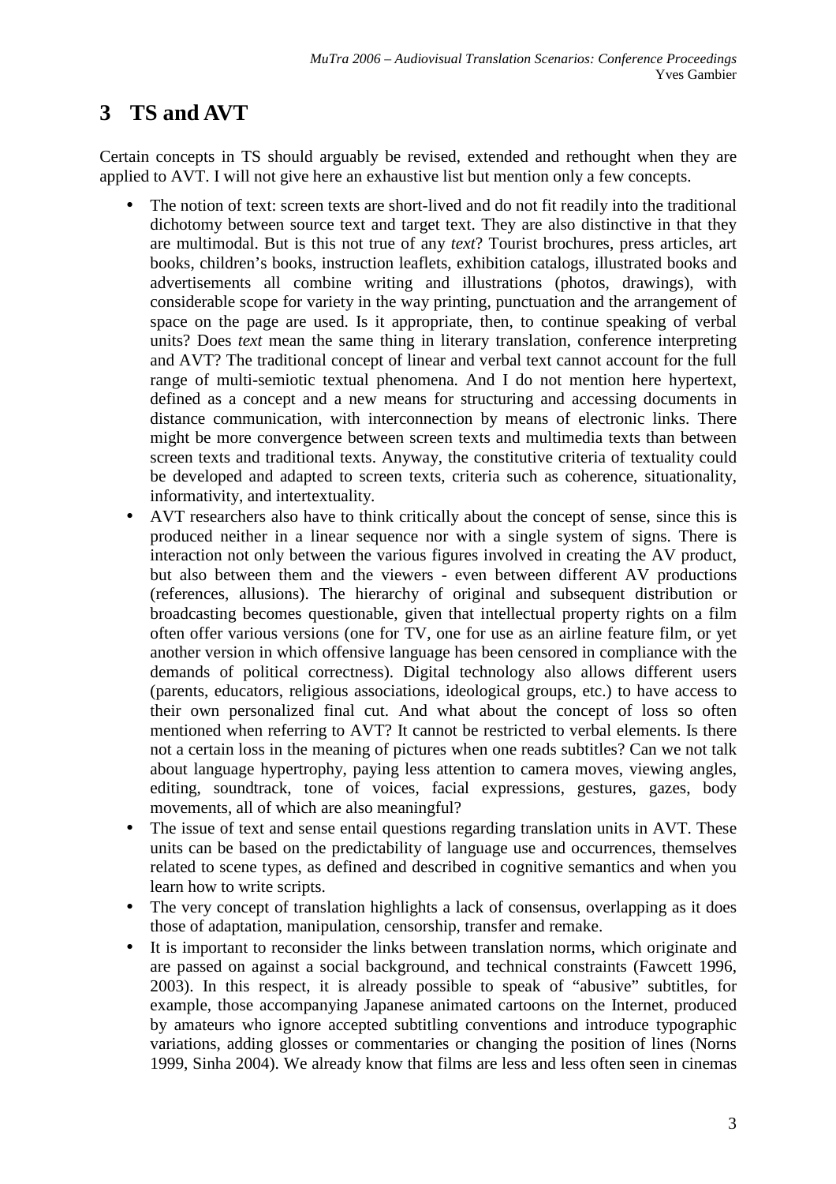## 3 TS and AVT

Certain concepts in TS should arguably be revised, extended and rethought when they are applied to AVT. I will not give here an exhaustive list but mention only a few concepts.

- The notion of text: screen texts are short-lived and do not fit readily into the traditional dichotomy between source text and target text. They are also distinctive in that they are multimodal. But is this not true of any *text*? Tourist brochures, press articles, art books, children's books, instruction leaflets, exhibition catalogs, illustrated books and advertisements all combine writing and illustrations (photos, drawings), with considerable scope for variety in the way printing, punctuation and the arrangement of space on the page are used. Is it appropriate, then, to continue speaking of verbal units? Does *text* mean the same thing in literary translation, conference interpreting and AVT? The traditional concept of linear and verbal text cannot account for the full range of multi-semiotic textual phenomena. And I do not mention here hypertext, defined as a concept and a new means for structuring and accessing documents in distance communication, with interconnection by means of electronic links. There might be more convergence between screen texts and multimedia texts than between screen texts and traditional texts. Anyway, the constitutive criteria of textuality could be developed and adapted to screen texts, criteria such as coherence, situationality, informativity, and intertextuality.
- AVT researchers also have to think critically about the concept of sense, since this is produced neither in a linear sequence nor with a single system of signs. There is interaction not only between the various figures involved in creating the AV product, but also between them and the viewers - even between different AV productions (references, allusions). The hierarchy of original and subsequent distribution or broadcasting becomes questionable, given that intellectual property rights on a film often offer various versions (one for TV, one for use as an airline feature film, or yet another version in which offensive language has been censored in compliance with the demands of political correctness). Digital technology also allows different users (parents, educators, religious associations, ideological groups, etc.) to have access to their own personalized final cut. And what about the concept of loss so often mentioned when referring to AVT? It cannot be restricted to verbal elements. Is there not a certain loss in the meaning of pictures when one reads subtitles? Can we not talk about language hypertrophy, paying less attention to camera moves, viewing angles, editing, soundtrack, tone of voices, facial expressions, gestures, gazes, body movements, all of which are also meaningful?
- The issue of text and sense entail questions regarding translation units in AVT. These units can be based on the predictability of language use and occurrences, themselves related to scene types, as defined and described in cognitive semantics and when you learn how to write scripts.
- The very concept of translation highlights a lack of consensus, overlapping as it does those of adaptation, manipulation, censorship, transfer and remake.
- It is important to reconsider the links between translation norms, which originate and are passed on against a social background, and technical constraints (Fawcett 1996, 2003). In this respect, it is already possible to speak of "abusive" subtitles, for example, those accompanying Japanese animated cartoons on the Internet, produced by amateurs who ignore accepted subtitling conventions and introduce typographic variations, adding glosses or commentaries or changing the position of lines (Norns 1999, Sinha 2004). We already know that films are less and less often seen in cinemas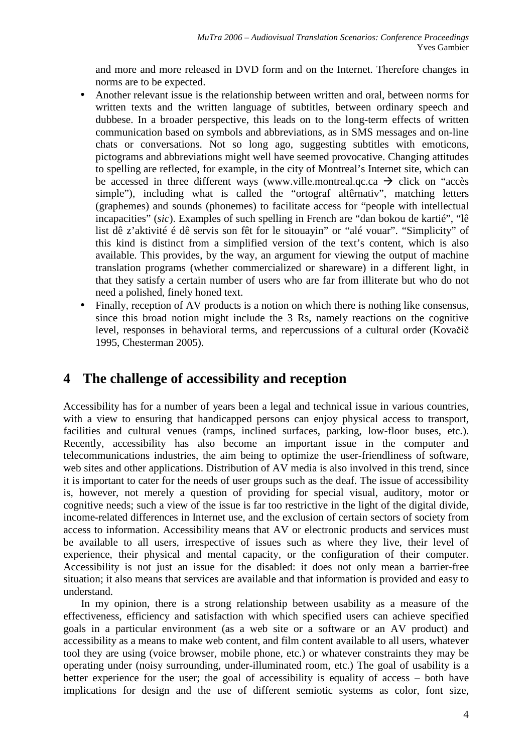and more and more released in DVD form and on the Internet. Therefore changes in norms are to be expected.

- Another relevant issue is the relationship between written and oral, between norms for written texts and the written language of subtitles, between ordinary speech and dubbese. In a broader perspective, this leads on to the long-term effects of written communication based on symbols and abbreviations, as in SMS messages and on-line chats or conversations. Not so long ago, suggesting subtitles with emoticons, pictograms and abbreviations might well have seemed provocative. Changing attitudes to spelling are reflected, for example, in the city of Montreal's Internet site, which can be accessed in three different ways (www.ville.montreal.qc.ca → click on "accès simple"), including what is called the "ortograf altêrnativ", matching letters (graphemes) and sounds (phonemes) to facilitate access for "people with intellectual incapacities" (*sic*). Examples of such spelling in French are "dan bokou de kartié", "lê list dê z'aktivité é dê servis son fêt for le sitouayin" or "alé vouar". "Simplicity" of this kind is distinct from a simplified version of the text's content, which is also available. This provides, by the way, an argument for viewing the output of machine translation programs (whether commercialized or shareware) in a different light, in that they satisfy a certain number of users who are far from illiterate but who do not need a polished, finely honed text.
- Finally, reception of AV products is a notion on which there is nothing like consensus, since this broad notion might include the 3 Rs, namely reactions on the cognitive level, responses in behavioral terms, and repercussions of a cultural order (Kovačič 1995, Chesterman 2005).

# 4 The challenge of accessibility and reception

Accessibility has for a number of years been a legal and technical issue in various countries, with a view to ensuring that handicapped persons can enjoy physical access to transport, facilities and cultural venues (ramps, inclined surfaces, parking, low-floor buses, etc.). Recently, accessibility has also become an important issue in the computer and telecommunications industries, the aim being to optimize the user-friendliness of software, web sites and other applications. Distribution of AV media is also involved in this trend, since it is important to cater for the needs of user groups such as the deaf. The issue of accessibility is, however, not merely a question of providing for special visual, auditory, motor or cognitive needs; such a view of the issue is far too restrictive in the light of the digital divide, income-related differences in Internet use, and the exclusion of certain sectors of society from access to information. Accessibility means that AV or electronic products and services must be available to all users, irrespective of issues such as where they live, their level of experience, their physical and mental capacity, or the configuration of their computer. Accessibility is not just an issue for the disabled: it does not only mean a barrier-free situation; it also means that services are available and that information is provided and easy to understand.

In my opinion, there is a strong relationship between usability as a measure of the effectiveness, efficiency and satisfaction with which specified users can achieve specified goals in a particular environment (as a web site or a software or an AV product) and accessibility as a means to make web content, and film content available to all users, whatever tool they are using (voice browser, mobile phone, etc.) or whatever constraints they may be operating under (noisy surrounding, under-illuminated room, etc.) The goal of usability is a better experience for the user; the goal of accessibility is equality of access – both have implications for design and the use of different semiotic systems as color, font size,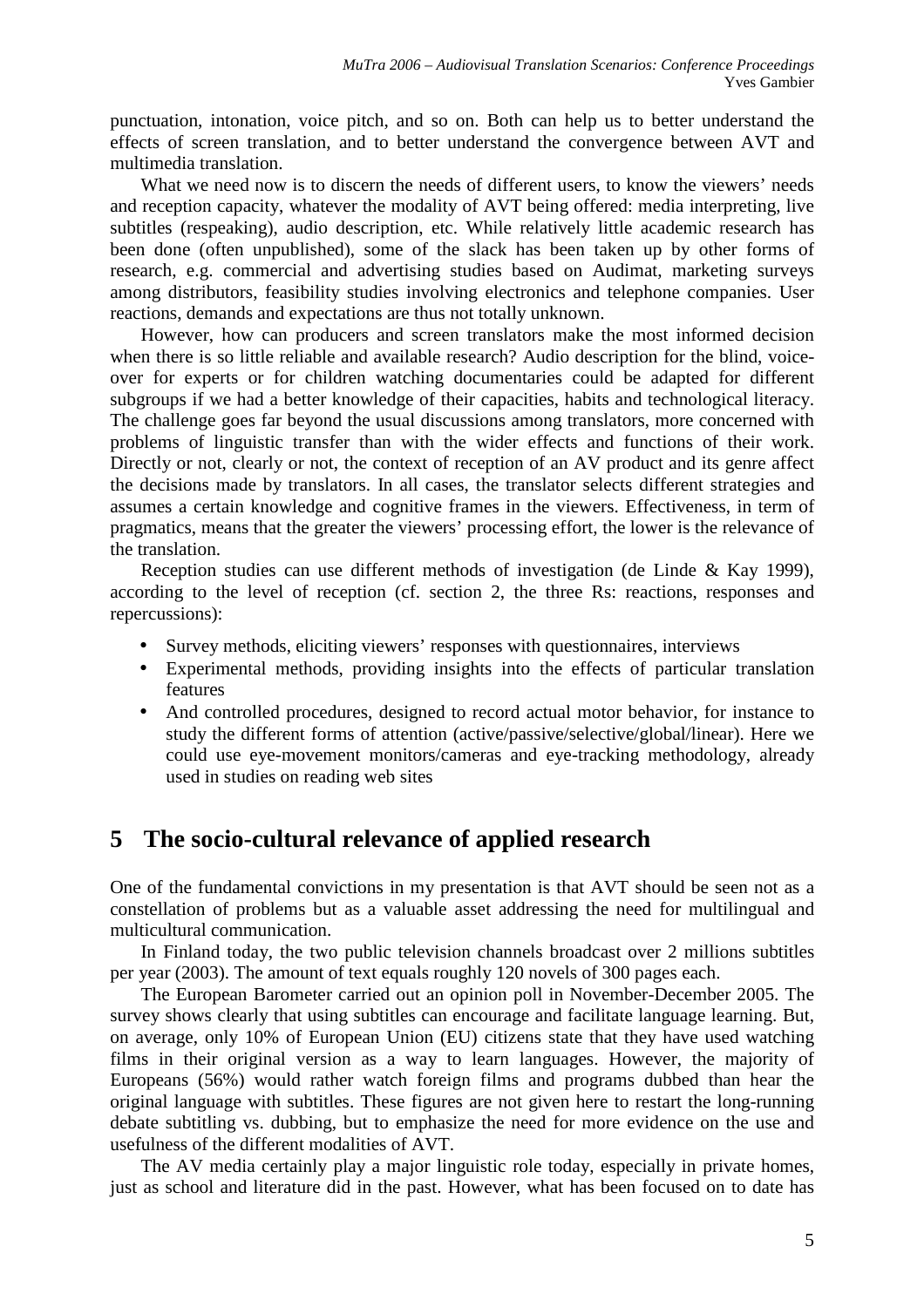punctuation, intonation, voice pitch, and so on. Both can help us to better understand the effects of screen translation, and to better understand the convergence between AVT and multimedia translation.

What we need now is to discern the needs of different users, to know the viewers' needs and reception capacity, whatever the modality of AVT being offered: media interpreting, live subtitles (respeaking), audio description, etc. While relatively little academic research has been done (often unpublished), some of the slack has been taken up by other forms of research, e.g. commercial and advertising studies based on Audimat, marketing surveys among distributors, feasibility studies involving electronics and telephone companies. User reactions, demands and expectations are thus not totally unknown.

However, how can producers and screen translators make the most informed decision when there is so little reliable and available research? Audio description for the blind, voice-over for experts or for children watching documentaries could be adapted for different subgroups if we had a better knowledge of their capacities, habits and technological literacy. The challenge goes far beyond the usual discussions among translators, more concerned with problems of linguistic transfer than with the wider effects and functions of their work. Directly or not, clearly or not, the context of reception of an AV product and its genre affect the decisions made by translators. In all cases, the translator selects different strategies and assumes a certain knowledge and cognitive frames in the viewers. Effectiveness, in term of pragmatics, means that the greater the viewers' processing effort, the lower is the relevance of the translation.

Reception studies can use different methods of investigation (de Linde & Kay 1999), according to the level of reception (cf. section 2, the three Rs: reactions, responses and repercussions):

- Survey methods, eliciting viewers' responses with questionnaires, interviews
- Experimental methods, providing insights into the effects of particular translation features
- And controlled procedures, designed to record actual motor behavior, for instance to study the different forms of attention (active/passive/selective/global/linear). Here we could use eye-movement monitors/cameras and eye-tracking methodology, already used in studies on reading web sites

## 5 The socio-cultural relevance of applied research

One of the fundamental convictions in my presentation is that AVT should be seen not as a constellation of problems but as a valuable asset addressing the need for multilingual and multicultural communication.

In Finland today, the two public television channels broadcast over 2 millions subtitles per year (2003). The amount of text equals roughly 120 novels of 300 pages each.

The European Barometer carried out an opinion poll in November-December 2005. The survey shows clearly that using subtitles can encourage and facilitate language learning. But, on average, only 10% of European Union (EU) citizens state that they have used watching films in their original version as a way to learn languages. However, the majority of Europeans (56%) would rather watch foreign films and programs dubbed than hear the original language with subtitles. These figures are not given here to restart the long-running debate subtitling vs. dubbing, but to emphasize the need for more evidence on the use and usefulness of the different modalities of AVT.

The AV media certainly play a major linguistic role today, especially in private homes, just as school and literature did in the past. However, what has been focused on to date has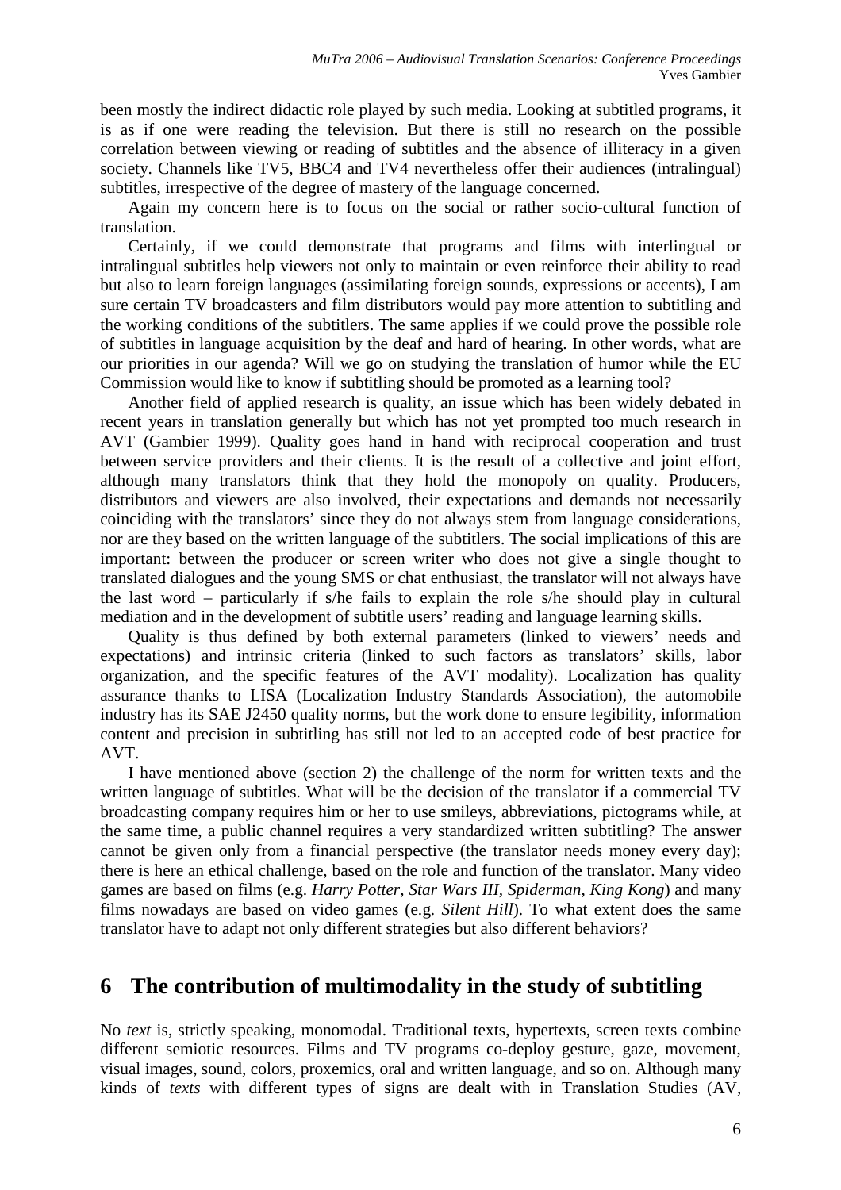been mostly the indirect didactic role played by such media. Looking at subtitled programs, it is as if one were reading the television. But there is still no research on the possible correlation between viewing or reading of subtitles and the absence of illiteracy in a given society. Channels like TV5, BBC4 and TV4 nevertheless offer their audiences (intralingual) subtitles, irrespective of the degree of mastery of the language concerned.

Again my concern here is to focus on the social or rather socio-cultural function of translation.

Certainly, if we could demonstrate that programs and films with interlingual or intralingual subtitles help viewers not only to maintain or even reinforce their ability to read but also to learn foreign languages (assimilating foreign sounds, expressions or accents), I am sure certain TV broadcasters and film distributors would pay more attention to subtitling and the working conditions of the subtitlers. The same applies if we could prove the possible role of subtitles in language acquisition by the deaf and hard of hearing. In other words, what are our priorities in our agenda? Will we go on studying the translation of humor while the EU Commission would like to know if subtitling should be promoted as a learning tool?

Another field of applied research is quality, an issue which has been widely debated in recent years in translation generally but which has not yet prompted too much research in AVT (Gambier 1999). Quality goes hand in hand with reciprocal cooperation and trust between service providers and their clients. It is the result of a collective and joint effort, although many translators think that they hold the monopoly on quality. Producers, distributors and viewers are also involved, their expectations and demands not necessarily coinciding with the translators' since they do not always stem from language considerations, nor are they based on the written language of the subtitlers. The social implications of this are important: between the producer or screen writer who does not give a single thought to translated dialogues and the young SMS or chat enthusiast, the translator will not always have the last word – particularly if s/he fails to explain the role s/he should play in cultural mediation and in the development of subtitle users' reading and language learning skills.

Quality is thus defined by both external parameters (linked to viewers' needs and expectations) and intrinsic criteria (linked to such factors as translators' skills, labor organization, and the specific features of the AVT modality). Localization has quality assurance thanks to LISA (Localization Industry Standards Association), the automobile industry has its SAE J2450 quality norms, but the work done to ensure legibility, information content and precision in subtitling has still not led to an accepted code of best practice for AVT.

I have mentioned above (section 2) the challenge of the norm for written texts and the written language of subtitles. What will be the decision of the translator if a commercial TV broadcasting company requires him or her to use smileys, abbreviations, pictograms while, at the same time, a public channel requires a very standardized written subtitling? The answer cannot be given only from a financial perspective (the translator needs money every day); there is here an ethical challenge, based on the role and function of the translator. Many video games are based on films (e.g. *Harry Potter, Star Wars III, Spiderman, King Kong*) and many films nowadays are based on video games (e.g. *Silent Hill*). To what extent does the same translator have to adapt not only different strategies but also different behaviors?

## 6 The contribution of multimodality in the study of subtitling

No *text* is, strictly speaking, monomodal. Traditional texts, hypertexts, screen texts combine different semiotic resources. Films and TV programs co-deploy gesture, gaze, movement, visual images, sound, colors, proxemics, oral and written language, and so on. Although many kinds of *texts* with different types of signs are dealt with in Translation Studies (AV,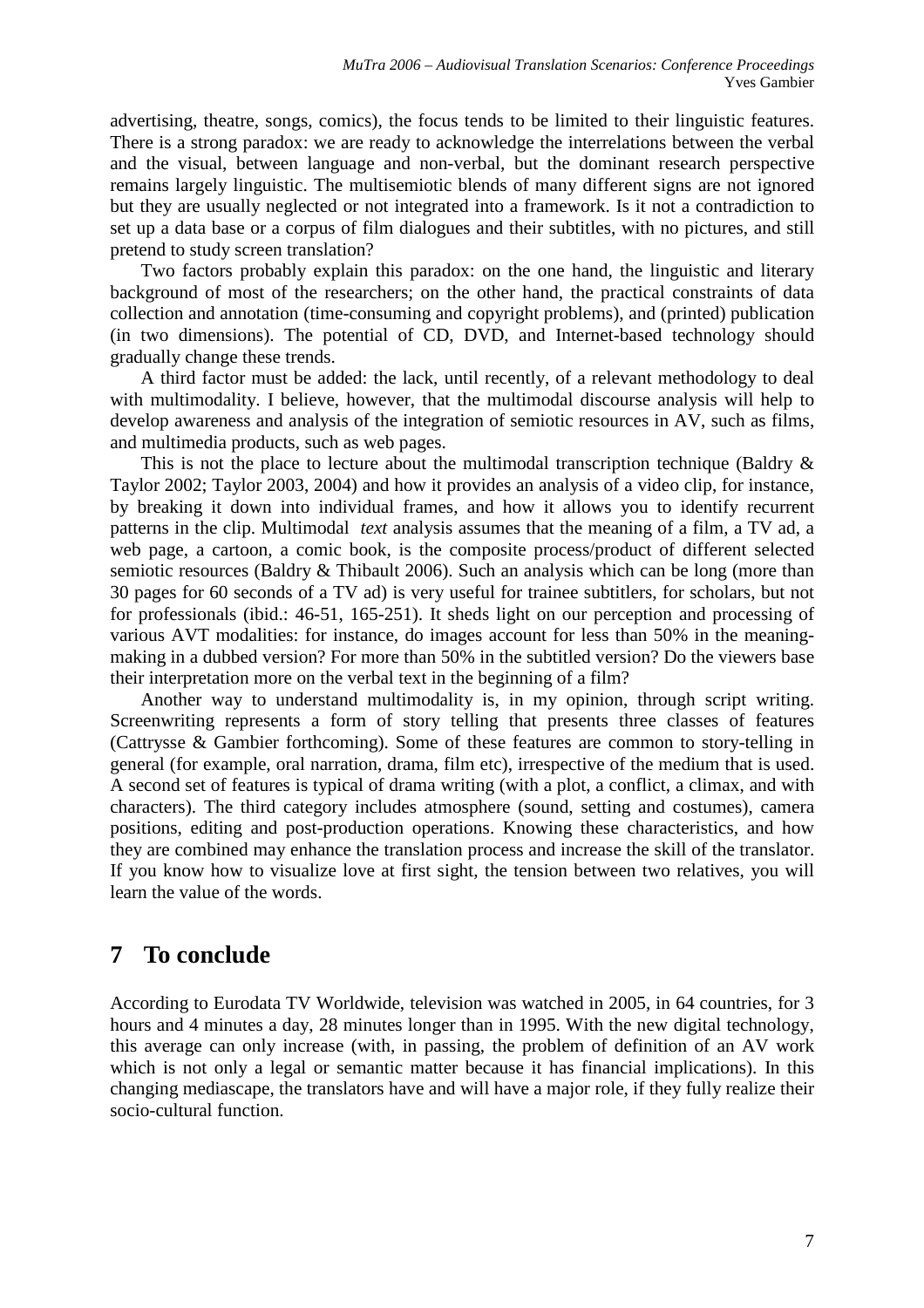advertising, theatre, songs, comics), the focus tends to be limited to their linguistic features. There is a strong paradox: we are ready to acknowledge the interrelations between the verbal and the visual, between language and non-verbal, but the dominant research perspective remains largely linguistic. The multisemiotic blends of many different signs are not ignored but they are usually neglected or not integrated into a framework. Is it not a contradiction to set up a data base or a corpus of film dialogues and their subtitles, with no pictures, and still pretend to study screen translation?

Two factors probably explain this paradox: on the one hand, the linguistic and literary background of most of the researchers; on the other hand, the practical constraints of data collection and annotation (time-consuming and copyright problems), and (printed) publication (in two dimensions). The potential of CD, DVD, and Internet-based technology should gradually change these trends.

A third factor must be added: the lack, until recently, of a relevant methodology to deal with multimodality. I believe, however, that the multimodal discourse analysis will help to develop awareness and analysis of the integration of semiotic resources in AV, such as films, and multimedia products, such as web pages.

This is not the place to lecture about the multimodal transcription technique (Baldry & Taylor 2002; Taylor 2003, 2004) and how it provides an analysis of a video clip, for instance, by breaking it down into individual frames, and how it allows you to identify recurrent patterns in the clip. Multimodal *text* analysis assumes that the meaning of a film, a TV ad, a web page, a cartoon, a comic book, is the composite process/product of different selected semiotic resources (Baldry & Thibault 2006). Such an analysis which can be long (more than 30 pages for 60 seconds of a TV ad) is very useful for trainee subtitlers, for scholars, but not for professionals (ibid.: 46-51, 165-251). It sheds light on our perception and processing of various AVT modalities: for instance, do images account for less than 50% in the meaning-making in a dubbed version? For more than 50% in the subtitled version? Do the viewers base their interpretation more on the verbal text in the beginning of a film?

Another way to understand multimodality is, in my opinion, through script writing. Screenwriting represents a form of story telling that presents three classes of features (Cattrysse & Gambier forthcoming). Some of these features are common to story-telling in general (for example, oral narration, drama, film etc), irrespective of the medium that is used. A second set of features is typical of drama writing (with a plot, a conflict, a climax, and with characters). The third category includes atmosphere (sound, setting and costumes), camera positions, editing and post-production operations. Knowing these characteristics, and how they are combined may enhance the translation process and increase the skill of the translator. If you know how to visualize love at first sight, the tension between two relatives, you will learn the value of the words.

# 7 To conclude

According to Eurodata TV Worldwide, television was watched in 2005, in 64 countries, for 3 hours and 4 minutes a day, 28 minutes longer than in 1995. With the new digital technology, this average can only increase (with, in passing, the problem of definition of an AV work which is not only a legal or semantic matter because it has financial implications). In this changing mediascape, the translators have and will have a major role, if they fully realize their socio-cultural function.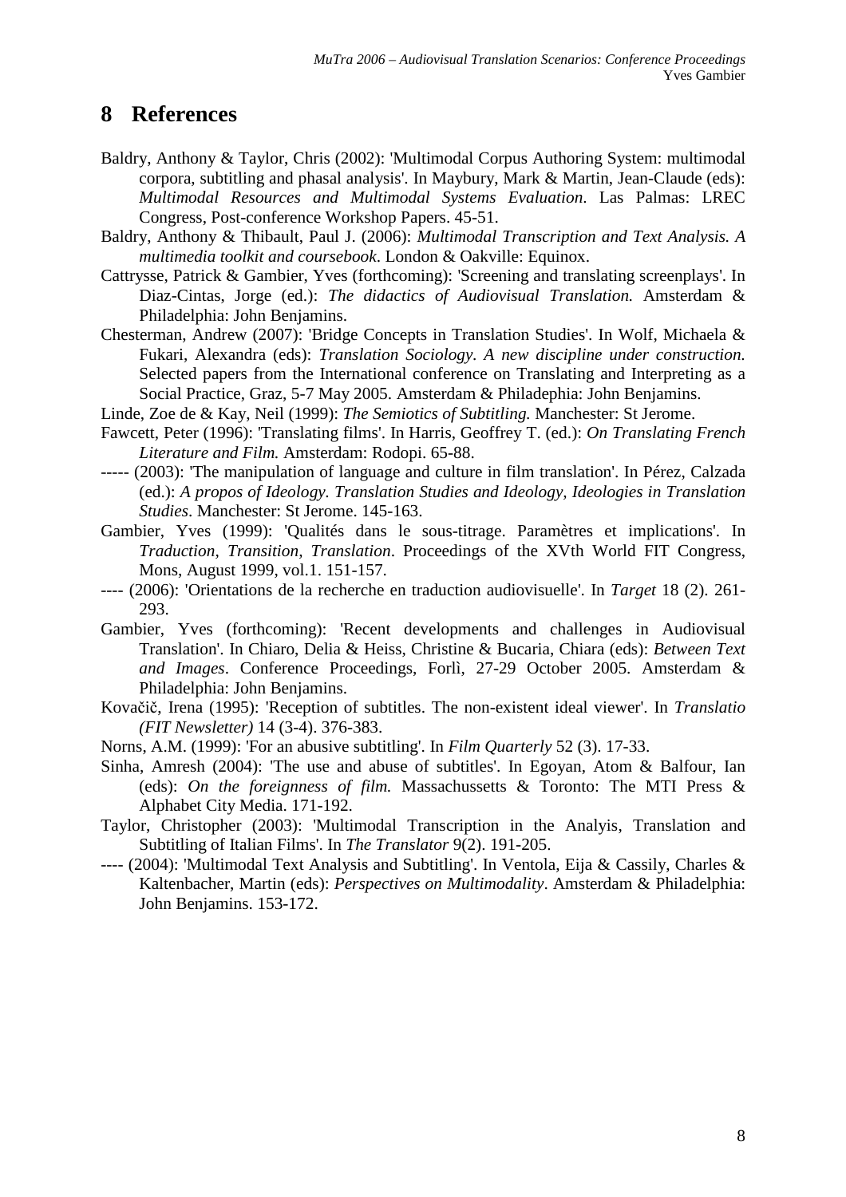# 8 References

Baldry, Anthony & Taylor, Chris (2002): 'Multimodal Corpus Authoring System: multimodal corpora, subtitling and phasal analysis'. In Maybury, Mark & Martin, Jean-Claude (eds): *Multimodal Resources and Multimodal Systems Evaluation*. Las Palmas: LREC Congress, Post-conference Workshop Papers. 45-51.

Baldry, Anthony & Thibault, Paul J. (2006): *Multimodal Transcription and Text Analysis. A multimedia toolkit and coursebook*. London & Oakville: Equinox.

Cattrysse, Patrick & Gambier, Yves (forthcoming): 'Screening and translating screenplays'. In Diaz-Cintas, Jorge (ed.): *The didactics of Audiovisual Translation.* Amsterdam & Philadelphia: John Benjamins.

Chesterman, Andrew (2007): 'Bridge Concepts in Translation Studies'. In Wolf, Michaela & Fukari, Alexandra (eds): *Translation Sociology. A new discipline under construction.* Selected papers from the International conference on Translating and Interpreting as a Social Practice, Graz, 5-7 May 2005. Amsterdam & Philadephia: John Benjamins.

Linde, Zoe de & Kay, Neil (1999): *The Semiotics of Subtitling.* Manchester: St Jerome.

Fawcett, Peter (1996): 'Translating films'. In Harris, Geoffrey T. (ed.): *On Translating French Literature and Film.* Amsterdam: Rodopi. 65-88.

----- (2003): 'The manipulation of language and culture in film translation'. In Pérez, Calzada (ed.): *A propos of Ideology. Translation Studies and Ideology, Ideologies in Translation Studies*. Manchester: St Jerome. 145-163.

Gambier, Yves (1999): 'Qualités dans le sous-titrage. Paramètres et implications'. In *Traduction, Transition, Translation*. Proceedings of the XVth World FIT Congress, Mons, August 1999, vol.1. 151-157.

---- (2006): 'Orientations de la recherche en traduction audiovisuelle'. In *Target* 18 (2). 261-293.

Gambier, Yves (forthcoming): 'Recent developments and challenges in Audiovisual Translation'. In Chiaro, Delia & Heiss, Christine & Bucaria, Chiara (eds): *Between Text and Images*. Conference Proceedings, Forlì, 27-29 October 2005. Amsterdam & Philadelphia: John Benjamins.

Kovačič, Irena (1995): 'Reception of subtitles. The non-existent ideal viewer'. In *Translatio (FIT Newsletter)* 14 (3-4). 376-383.

Norns, A.M. (1999): 'For an abusive subtitling'. In *Film Quarterly* 52 (3). 17-33.

Sinha, Amresh (2004): 'The use and abuse of subtitles'. In Egoyan, Atom & Balfour, Ian (eds): *On the foreignness of film.* Massachussetts & Toronto: The MTI Press & Alphabet City Media. 171-192.

Taylor, Christopher (2003): 'Multimodal Transcription in the Analyis, Translation and Subtitling of Italian Films'. In *The Translator* 9(2). 191-205.

---- (2004): 'Multimodal Text Analysis and Subtitling'. In Ventola, Eija & Cassily, Charles & Kaltenbacher, Martin (eds): *Perspectives on Multimodality*. Amsterdam & Philadelphia: John Benjamins. 153-172.